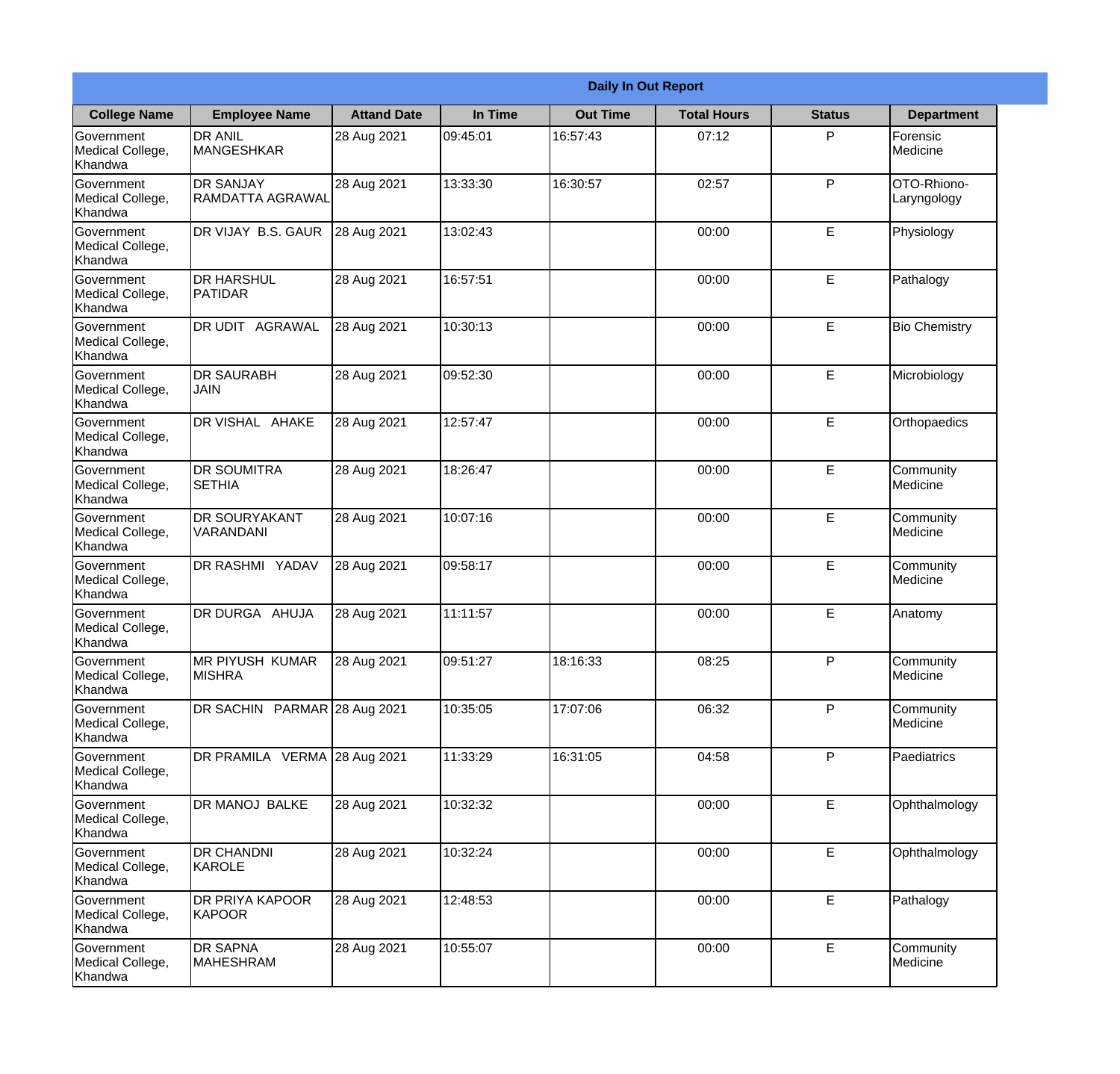## Daily In Out Report

| College Name | Employee Name | Attand Date | In Time | Out Time | Total Hours | Status | Department |
|---|---|---|---|---|---|---|---|
| Government Medical College, Khandwa | DR ANIL MANGESHKAR | 28 Aug 2021 | 09:45:01 | 16:57:43 | 07:12 | P | Forensic Medicine |
| Government Medical College, Khandwa | DR SANJAY RAMDATTA AGRAWAL | 28 Aug 2021 | 13:33:30 | 16:30:57 | 02:57 | P | OTO-Rhiono-Laryngology |
| Government Medical College, Khandwa | DR VIJAY B.S. GAUR | 28 Aug 2021 | 13:02:43 | | 00:00 | E | Physiology |
| Government Medical College, Khandwa | DR HARSHUL PATIDAR | 28 Aug 2021 | 16:57:51 | | 00:00 | E | Pathalogy |
| Government Medical College, Khandwa | DR UDIT AGRAWAL | 28 Aug 2021 | 10:30:13 | | 00:00 | E | Bio Chemistry |
| Government Medical College, Khandwa | DR SAURABH JAIN | 28 Aug 2021 | 09:52:30 | | 00:00 | E | Microbiology |
| Government Medical College, Khandwa | DR VISHAL AHAKE | 28 Aug 2021 | 12:57:47 | | 00:00 | E | Orthopaedics |
| Government Medical College, Khandwa | DR SOUMITRA SETHIA | 28 Aug 2021 | 18:26:47 | | 00:00 | E | Community Medicine |
| Government Medical College, Khandwa | DR SOURYAKANT VARANDANI | 28 Aug 2021 | 10:07:16 | | 00:00 | E | Community Medicine |
| Government Medical College, Khandwa | DR RASHMI YADAV | 28 Aug 2021 | 09:58:17 | | 00:00 | E | Community Medicine |
| Government Medical College, Khandwa | DR DURGA AHUJA | 28 Aug 2021 | 11:11:57 | | 00:00 | E | Anatomy |
| Government Medical College, Khandwa | MR PIYUSH KUMAR MISHRA | 28 Aug 2021 | 09:51:27 | 18:16:33 | 08:25 | P | Community Medicine |
| Government Medical College, Khandwa | DR SACHIN PARMAR | 28 Aug 2021 | 10:35:05 | 17:07:06 | 06:32 | P | Community Medicine |
| Government Medical College, Khandwa | DR PRAMILA VERMA | 28 Aug 2021 | 11:33:29 | 16:31:05 | 04:58 | P | Paediatrics |
| Government Medical College, Khandwa | DR MANOJ BALKE | 28 Aug 2021 | 10:32:32 | | 00:00 | E | Ophthalmology |
| Government Medical College, Khandwa | DR CHANDNI KAROLE | 28 Aug 2021 | 10:32:24 | | 00:00 | E | Ophthalmology |
| Government Medical College, Khandwa | DR PRIYA KAPOOR KAPOOR | 28 Aug 2021 | 12:48:53 | | 00:00 | E | Pathalogy |
| Government Medical College, Khandwa | DR SAPNA MAHESHRAM | 28 Aug 2021 | 10:55:07 | | 00:00 | E | Community Medicine |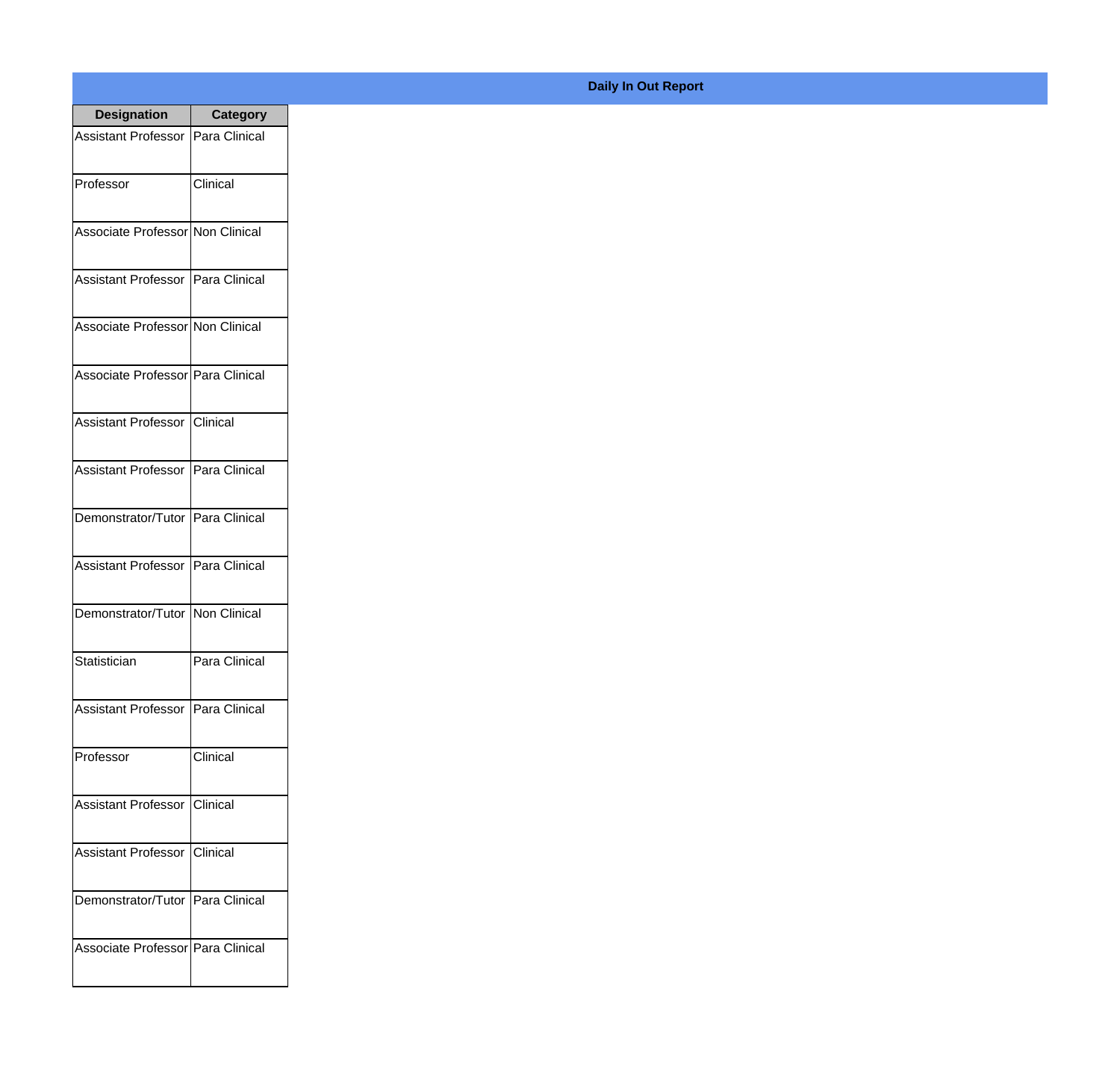**Daily In Out Report**

| Designation | Category |
|---|---|
| Assistant Professor | Para Clinical |
| Professor | Clinical |
| Associate Professor | Non Clinical |
| Assistant Professor | Para Clinical |
| Associate Professor | Non Clinical |
| Associate Professor | Para Clinical |
| Assistant Professor | Clinical |
| Assistant Professor | Para Clinical |
| Demonstrator/Tutor | Para Clinical |
| Assistant Professor | Para Clinical |
| Demonstrator/Tutor | Non Clinical |
| Statistician | Para Clinical |
| Assistant Professor | Para Clinical |
| Professor | Clinical |
| Assistant Professor | Clinical |
| Assistant Professor | Clinical |
| Demonstrator/Tutor | Para Clinical |
| Associate Professor | Para Clinical |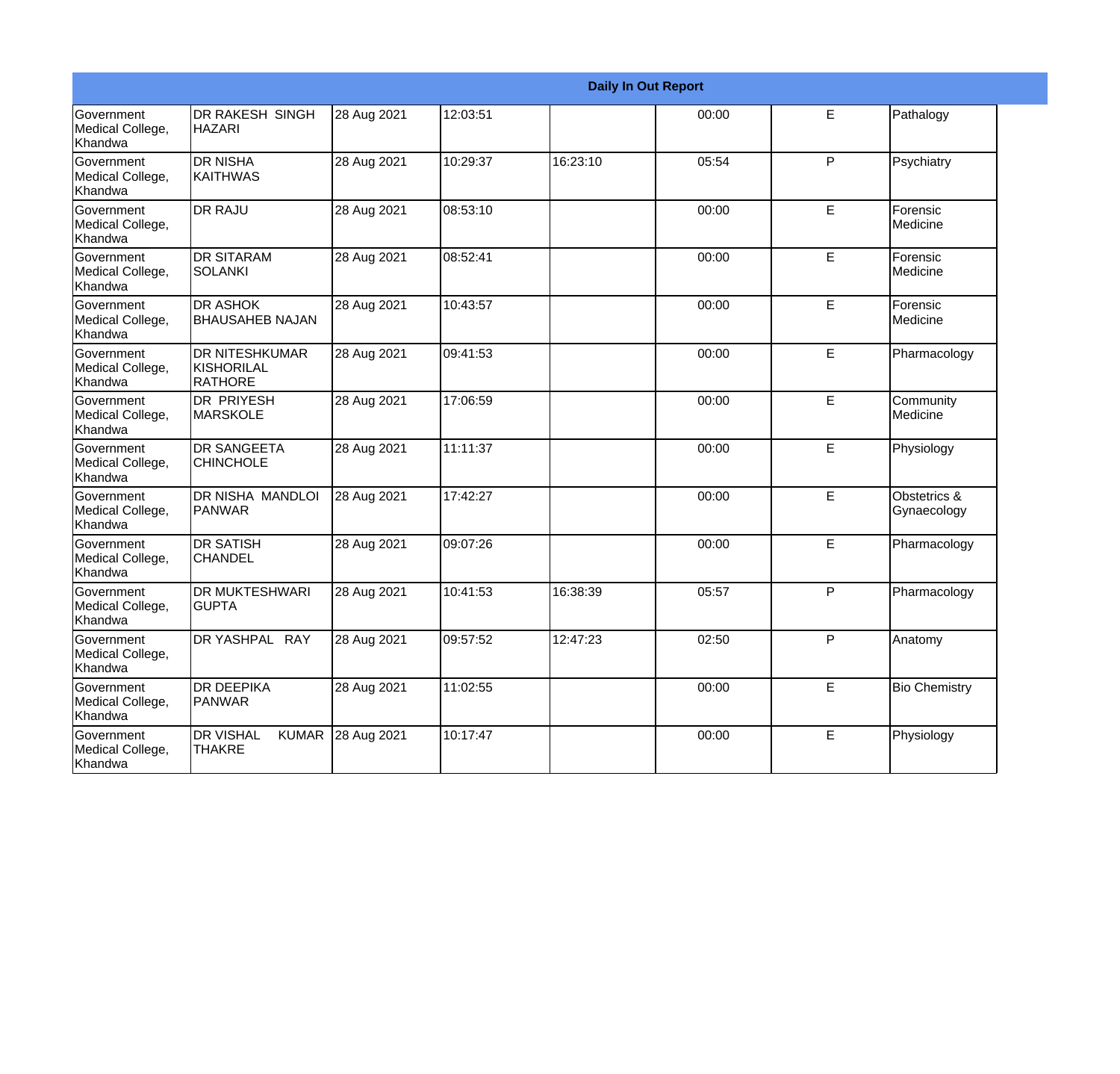| Daily In Out Report | | | | | | | |
|---|---|---|---|---|---|---|---|
| Government Medical College, Khandwa | DR RAKESH SINGH HAZARI | 28 Aug 2021 | 12:03:51 | | 00:00 | E | Pathalogy |
| Government Medical College, Khandwa | DR NISHA KAITHWAS | 28 Aug 2021 | 10:29:37 | 16:23:10 | 05:54 | P | Psychiatry |
| Government Medical College, Khandwa | DR RAJU | 28 Aug 2021 | 08:53:10 | | 00:00 | E | Forensic Medicine |
| Government Medical College, Khandwa | DR SITARAM SOLANKI | 28 Aug 2021 | 08:52:41 | | 00:00 | E | Forensic Medicine |
| Government Medical College, Khandwa | DR ASHOK BHAUSAHEB NAJAN | 28 Aug 2021 | 10:43:57 | | 00:00 | E | Forensic Medicine |
| Government Medical College, Khandwa | DR NITESHKUMAR KISHORILAL RATHORE | 28 Aug 2021 | 09:41:53 | | 00:00 | E | Pharmacology |
| Government Medical College, Khandwa | DR PRIYESH MARSKOLE | 28 Aug 2021 | 17:06:59 | | 00:00 | E | Community Medicine |
| Government Medical College, Khandwa | DR SANGEETA CHINCHOLE | 28 Aug 2021 | 11:11:37 | | 00:00 | E | Physiology |
| Government Medical College, Khandwa | DR NISHA MANDLOI PANWAR | 28 Aug 2021 | 17:42:27 | | 00:00 | E | Obstetrics & Gynaecology |
| Government Medical College, Khandwa | DR SATISH CHANDEL | 28 Aug 2021 | 09:07:26 | | 00:00 | E | Pharmacology |
| Government Medical College, Khandwa | DR MUKTESHWARI GUPTA | 28 Aug 2021 | 10:41:53 | 16:38:39 | 05:57 | P | Pharmacology |
| Government Medical College, Khandwa | DR YASHPAL RAY | 28 Aug 2021 | 09:57:52 | 12:47:23 | 02:50 | P | Anatomy |
| Government Medical College, Khandwa | DR DEEPIKA PANWAR | 28 Aug 2021 | 11:02:55 | | 00:00 | E | Bio Chemistry |
| Government Medical College, Khandwa | DR VISHAL KUMAR THAKRE | 28 Aug 2021 | 10:17:47 | | 00:00 | E | Physiology |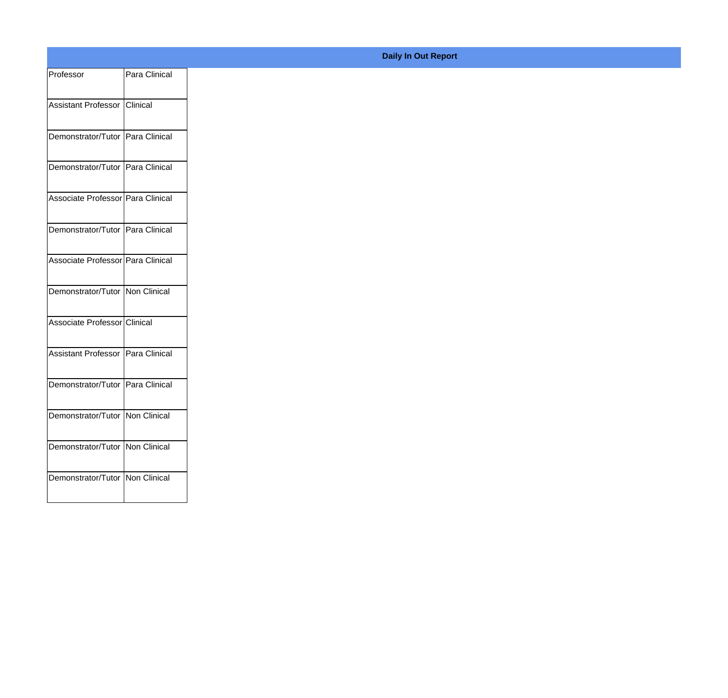**Daily In Out Report**

| | |
|---|---|
| Professor | Para Clinical |
| Assistant Professor | Clinical |
| Demonstrator/Tutor | Para Clinical |
| Demonstrator/Tutor | Para Clinical |
| Associate Professor | Para Clinical |
| Demonstrator/Tutor | Para Clinical |
| Associate Professor | Para Clinical |
| Demonstrator/Tutor | Non Clinical |
| Associate Professor | Clinical |
| Assistant Professor | Para Clinical |
| Demonstrator/Tutor | Para Clinical |
| Demonstrator/Tutor | Non Clinical |
| Demonstrator/Tutor | Non Clinical |
| Demonstrator/Tutor | Non Clinical |